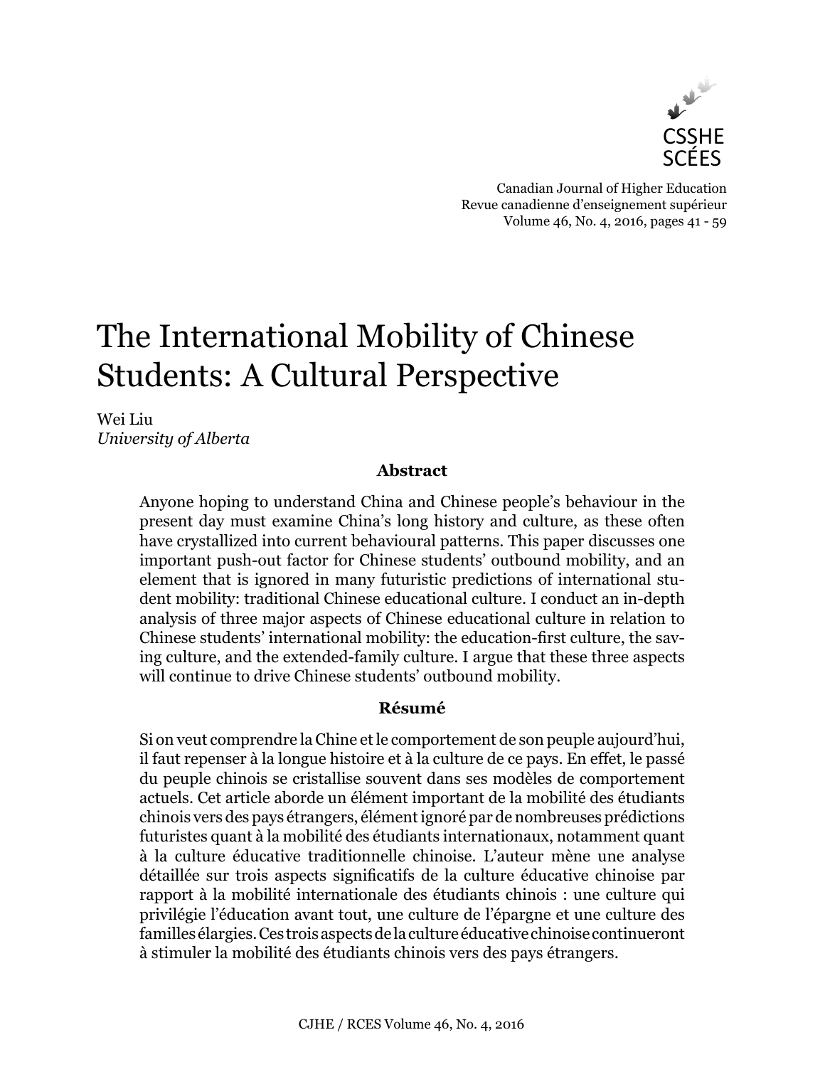# The International Mobility of Chinese Students: A Cultural Perspective

Wei Liu
*University of Alberta*

### Abstract

Anyone hoping to understand China and Chinese people's behaviour in the present day must examine China's long history and culture, as these often have crystallized into current behavioural patterns. This paper discusses one important push-out factor for Chinese students' outbound mobility, and an element that is ignored in many futuristic predictions of international student mobility: traditional Chinese educational culture. I conduct an in-depth analysis of three major aspects of Chinese educational culture in relation to Chinese students' international mobility: the education-first culture, the saving culture, and the extended-family culture. I argue that these three aspects will continue to drive Chinese students' outbound mobility.

### Résumé

Si on veut comprendre la Chine et le comportement de son peuple aujourd'hui, il faut repenser à la longue histoire et à la culture de ce pays. En effet, le passé du peuple chinois se cristallise souvent dans ses modèles de comportement actuels. Cet article aborde un élément important de la mobilité des étudiants chinois vers des pays étrangers, élément ignoré par de nombreuses prédictions futuristes quant à la mobilité des étudiants internationaux, notamment quant à la culture éducative traditionnelle chinoise. L'auteur mène une analyse détaillée sur trois aspects significatifs de la culture éducative chinoise par rapport à la mobilité internationale des étudiants chinois : une culture qui privilégie l'éducation avant tout, une culture de l'épargne et une culture des familles élargies. Ces trois aspects de la culture éducative chinoise continueront à stimuler la mobilité des étudiants chinois vers des pays étrangers.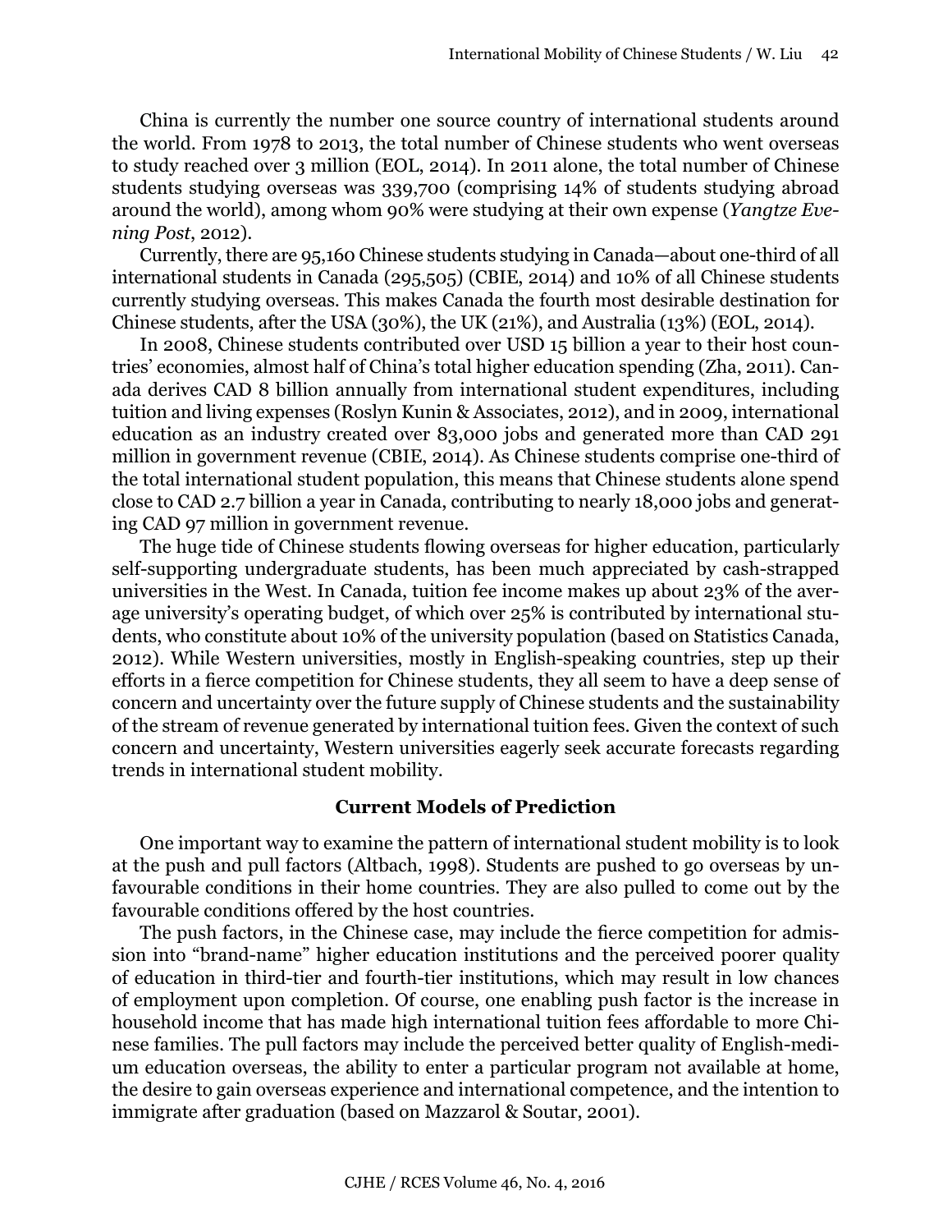China is currently the number one source country of international students around the world. From 1978 to 2013, the total number of Chinese students who went overseas to study reached over 3 million (EOL, 2014). In 2011 alone, the total number of Chinese students studying overseas was 339,700 (comprising 14% of students studying abroad around the world), among whom 90% were studying at their own expense (*Yangtze Evening Post*, 2012).

Currently, there are 95,160 Chinese students studying in Canada—about one-third of all international students in Canada (295,505) (CBIE, 2014) and 10% of all Chinese students currently studying overseas. This makes Canada the fourth most desirable destination for Chinese students, after the USA (30%), the UK (21%), and Australia (13%) (EOL, 2014).

In 2008, Chinese students contributed over USD 15 billion a year to their host countries' economies, almost half of China's total higher education spending (Zha, 2011). Canada derives CAD 8 billion annually from international student expenditures, including tuition and living expenses (Roslyn Kunin & Associates, 2012), and in 2009, international education as an industry created over 83,000 jobs and generated more than CAD 291 million in government revenue (CBIE, 2014). As Chinese students comprise one-third of the total international student population, this means that Chinese students alone spend close to CAD 2.7 billion a year in Canada, contributing to nearly 18,000 jobs and generating CAD 97 million in government revenue.

The huge tide of Chinese students flowing overseas for higher education, particularly self-supporting undergraduate students, has been much appreciated by cash-strapped universities in the West. In Canada, tuition fee income makes up about 23% of the average university's operating budget, of which over 25% is contributed by international students, who constitute about 10% of the university population (based on Statistics Canada, 2012). While Western universities, mostly in English-speaking countries, step up their efforts in a fierce competition for Chinese students, they all seem to have a deep sense of concern and uncertainty over the future supply of Chinese students and the sustainability of the stream of revenue generated by international tuition fees. Given the context of such concern and uncertainty, Western universities eagerly seek accurate forecasts regarding trends in international student mobility.

## Current Models of Prediction

One important way to examine the pattern of international student mobility is to look at the push and pull factors (Altbach, 1998). Students are pushed to go overseas by unfavourable conditions in their home countries. They are also pulled to come out by the favourable conditions offered by the host countries.

The push factors, in the Chinese case, may include the fierce competition for admission into "brand-name" higher education institutions and the perceived poorer quality of education in third-tier and fourth-tier institutions, which may result in low chances of employment upon completion. Of course, one enabling push factor is the increase in household income that has made high international tuition fees affordable to more Chinese families. The pull factors may include the perceived better quality of English-medium education overseas, the ability to enter a particular program not available at home, the desire to gain overseas experience and international competence, and the intention to immigrate after graduation (based on Mazzarol & Soutar, 2001).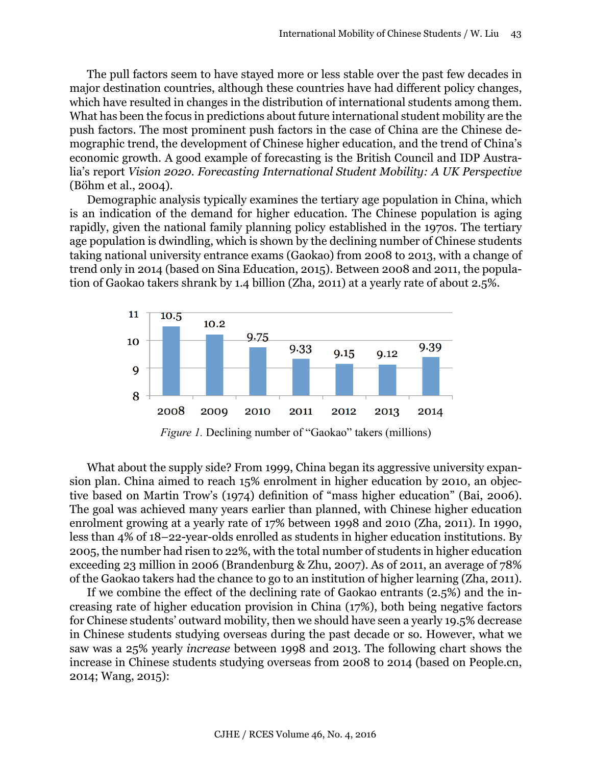The pull factors seem to have stayed more or less stable over the past few decades in major destination countries, although these countries have had different policy changes, which have resulted in changes in the distribution of international students among them. What has been the focus in predictions about future international student mobility are the push factors. The most prominent push factors in the case of China are the Chinese demographic trend, the development of Chinese higher education, and the trend of China's economic growth. A good example of forecasting is the British Council and IDP Australia's report *Vision 2020. Forecasting International Student Mobility: A UK Perspective* (Böhm et al., 2004).

Demographic analysis typically examines the tertiary age population in China, which is an indication of the demand for higher education. The Chinese population is aging rapidly, given the national family planning policy established in the 1970s. The tertiary age population is dwindling, which is shown by the declining number of Chinese students taking national university entrance exams (Gaokao) from 2008 to 2013, with a change of trend only in 2014 (based on Sina Education, 2015). Between 2008 and 2011, the population of Gaokao takers shrank by 1.4 billion (Zha, 2011) at a yearly rate of about 2.5%.

| Year | 2008 | 2009 | 2010 | 2011 | 2012 | 2013 | 2014 |
|---|---|---|---|---|---|---|---|
| Gaokao takers (millions) | 10.5 | 10.2 | 9.75 | 9.33 | 9.15 | 9.12 | 9.39 |

*Figure 1.* Declining number of "Gaokao" takers (millions)

What about the supply side? From 1999, China began its aggressive university expansion plan. China aimed to reach 15% enrolment in higher education by 2010, an objective based on Martin Trow's (1974) definition of "mass higher education" (Bai, 2006). The goal was achieved many years earlier than planned, with Chinese higher education enrolment growing at a yearly rate of 17% between 1998 and 2010 (Zha, 2011). In 1990, less than 4% of 18–22-year-olds enrolled as students in higher education institutions. By 2005, the number had risen to 22%, with the total number of students in higher education exceeding 23 million in 2006 (Brandenburg & Zhu, 2007). As of 2011, an average of 78% of the Gaokao takers had the chance to go to an institution of higher learning (Zha, 2011).

If we combine the effect of the declining rate of Gaokao entrants (2.5%) and the increasing rate of higher education provision in China (17%), both being negative factors for Chinese students' outward mobility, then we should have seen a yearly 19.5% decrease in Chinese students studying overseas during the past decade or so. However, what we saw was a 25% yearly *increase* between 1998 and 2013. The following chart shows the increase in Chinese students studying overseas from 2008 to 2014 (based on People.cn, 2014; Wang, 2015):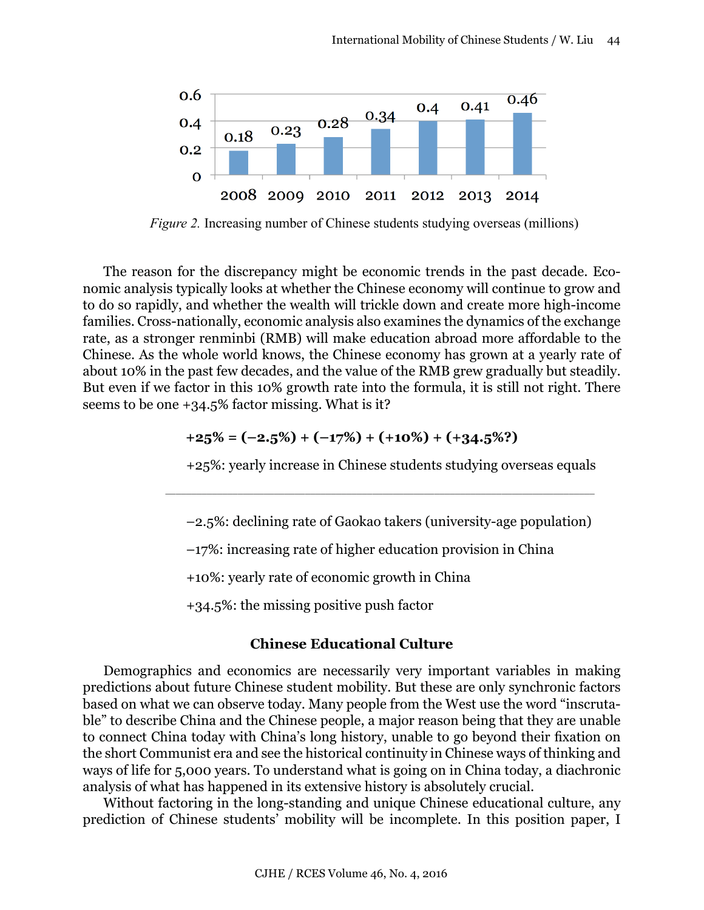Figure 2. Increasing number of Chinese students studying overseas (millions)

The reason for the discrepancy might be economic trends in the past decade. Economic analysis typically looks at whether the Chinese economy will continue to grow and to do so rapidly, and whether the wealth will trickle down and create more high-income families. Cross-nationally, economic analysis also examines the dynamics of the exchange rate, as a stronger renminbi (RMB) will make education abroad more affordable to the Chinese. As the whole world knows, the Chinese economy has grown at a yearly rate of about 10% in the past few decades, and the value of the RMB grew gradually but steadily. But even if we factor in this 10% growth rate into the formula, it is still not right. There seems to be one +34.5% factor missing. What is it?

**+25% = (−2.5%) + (−17%) + (+10%) + (+34.5%?)**

+25%: yearly increase in Chinese students studying overseas equals

---

−2.5%: declining rate of Gaokao takers (university-age population)

−17%: increasing rate of higher education provision in China

+10%: yearly rate of economic growth in China

+34.5%: the missing positive push factor

## Chinese Educational Culture

Demographics and economics are necessarily very important variables in making predictions about future Chinese student mobility. But these are only synchronic factors based on what we can observe today. Many people from the West use the word "inscrutable" to describe China and the Chinese people, a major reason being that they are unable to connect China today with China's long history, unable to go beyond their fixation on the short Communist era and see the historical continuity in Chinese ways of thinking and ways of life for 5,000 years. To understand what is going on in China today, a diachronic analysis of what has happened in its extensive history is absolutely crucial.

Without factoring in the long-standing and unique Chinese educational culture, any prediction of Chinese students' mobility will be incomplete. In this position paper, I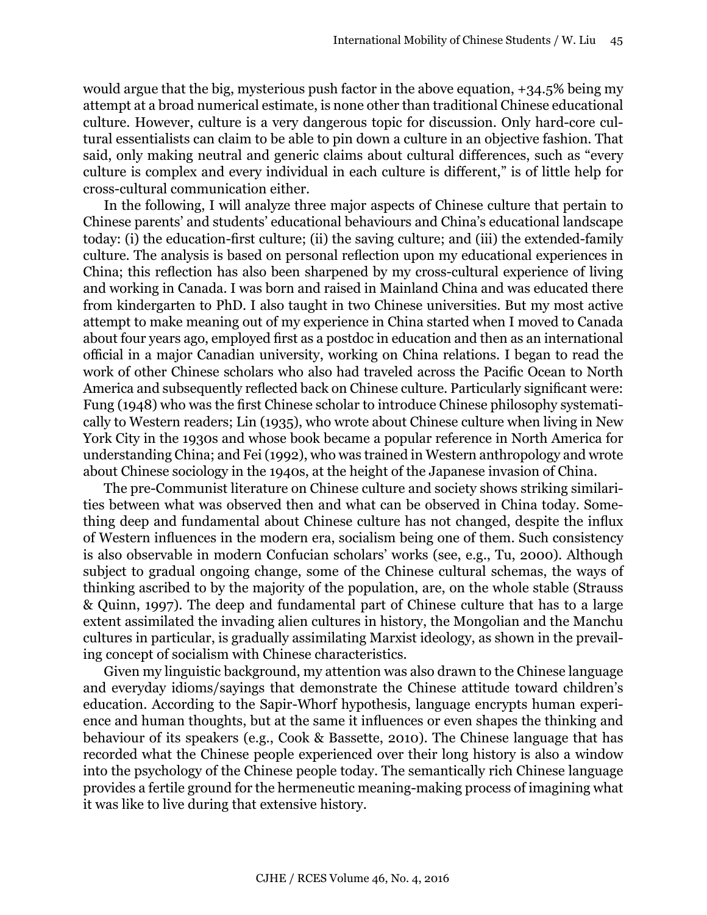would argue that the big, mysterious push factor in the above equation, +34.5% being my attempt at a broad numerical estimate, is none other than traditional Chinese educational culture. However, culture is a very dangerous topic for discussion. Only hard-core cultural essentialists can claim to be able to pin down a culture in an objective fashion. That said, only making neutral and generic claims about cultural differences, such as "every culture is complex and every individual in each culture is different," is of little help for cross-cultural communication either.

In the following, I will analyze three major aspects of Chinese culture that pertain to Chinese parents' and students' educational behaviours and China's educational landscape today: (i) the education-first culture; (ii) the saving culture; and (iii) the extended-family culture. The analysis is based on personal reflection upon my educational experiences in China; this reflection has also been sharpened by my cross-cultural experience of living and working in Canada. I was born and raised in Mainland China and was educated there from kindergarten to PhD. I also taught in two Chinese universities. But my most active attempt to make meaning out of my experience in China started when I moved to Canada about four years ago, employed first as a postdoc in education and then as an international official in a major Canadian university, working on China relations. I began to read the work of other Chinese scholars who also had traveled across the Pacific Ocean to North America and subsequently reflected back on Chinese culture. Particularly significant were: Fung (1948) who was the first Chinese scholar to introduce Chinese philosophy systematically to Western readers; Lin (1935), who wrote about Chinese culture when living in New York City in the 1930s and whose book became a popular reference in North America for understanding China; and Fei (1992), who was trained in Western anthropology and wrote about Chinese sociology in the 1940s, at the height of the Japanese invasion of China.

The pre-Communist literature on Chinese culture and society shows striking similarities between what was observed then and what can be observed in China today. Something deep and fundamental about Chinese culture has not changed, despite the influx of Western influences in the modern era, socialism being one of them. Such consistency is also observable in modern Confucian scholars' works (see, e.g., Tu, 2000). Although subject to gradual ongoing change, some of the Chinese cultural schemas, the ways of thinking ascribed to by the majority of the population, are, on the whole stable (Strauss & Quinn, 1997). The deep and fundamental part of Chinese culture that has to a large extent assimilated the invading alien cultures in history, the Mongolian and the Manchu cultures in particular, is gradually assimilating Marxist ideology, as shown in the prevailing concept of socialism with Chinese characteristics.

Given my linguistic background, my attention was also drawn to the Chinese language and everyday idioms/sayings that demonstrate the Chinese attitude toward children's education. According to the Sapir-Whorf hypothesis, language encrypts human experience and human thoughts, but at the same it influences or even shapes the thinking and behaviour of its speakers (e.g., Cook & Bassette, 2010). The Chinese language that has recorded what the Chinese people experienced over their long history is also a window into the psychology of the Chinese people today. The semantically rich Chinese language provides a fertile ground for the hermeneutic meaning-making process of imagining what it was like to live during that extensive history.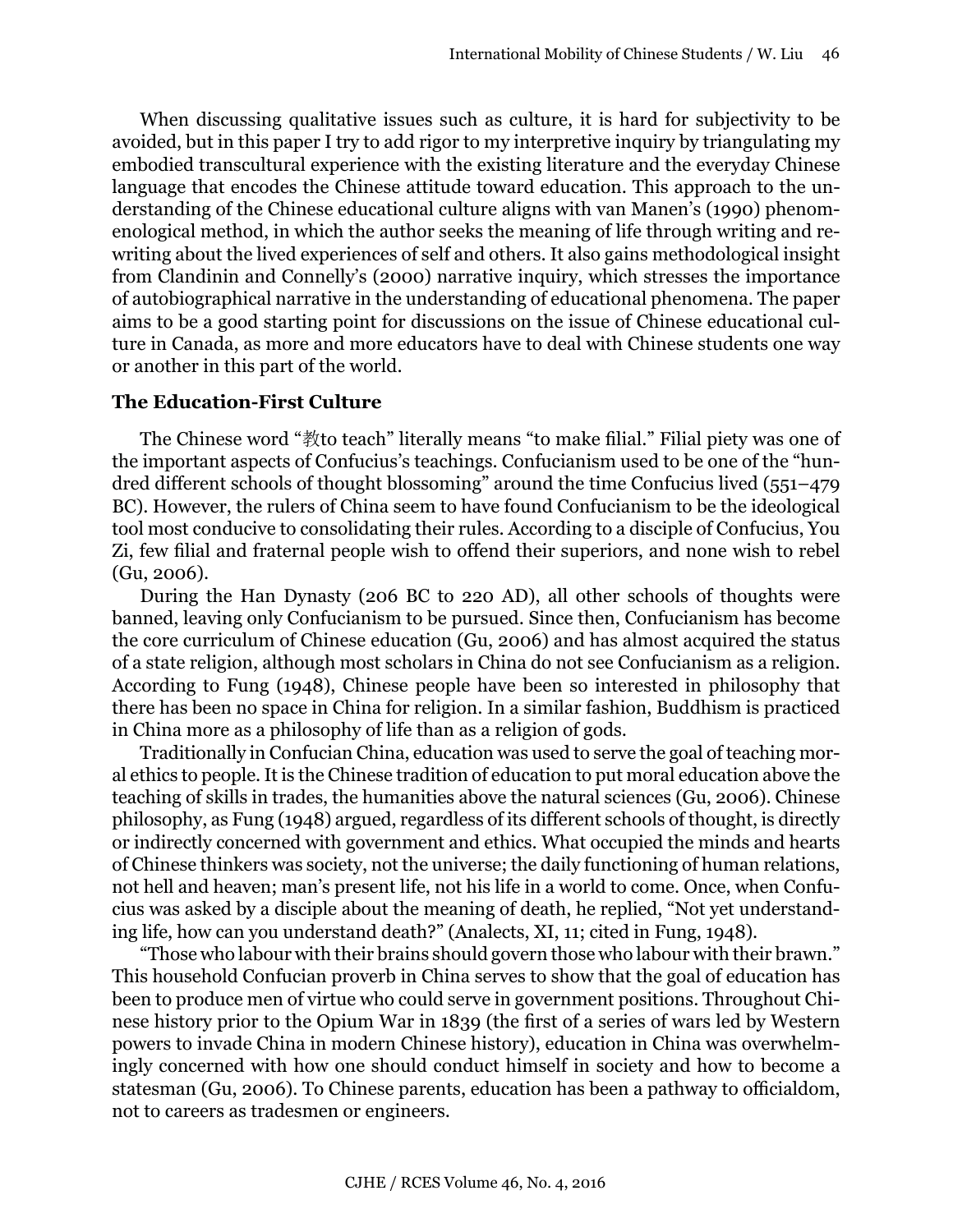When discussing qualitative issues such as culture, it is hard for subjectivity to be avoided, but in this paper I try to add rigor to my interpretive inquiry by triangulating my embodied transcultural experience with the existing literature and the everyday Chinese language that encodes the Chinese attitude toward education. This approach to the understanding of the Chinese educational culture aligns with van Manen's (1990) phenomenological method, in which the author seeks the meaning of life through writing and rewriting about the lived experiences of self and others. It also gains methodological insight from Clandinin and Connelly's (2000) narrative inquiry, which stresses the importance of autobiographical narrative in the understanding of educational phenomena. The paper aims to be a good starting point for discussions on the issue of Chinese educational culture in Canada, as more and more educators have to deal with Chinese students one way or another in this part of the world.

## The Education-First Culture

The Chinese word "教to teach" literally means "to make filial." Filial piety was one of the important aspects of Confucius's teachings. Confucianism used to be one of the "hundred different schools of thought blossoming" around the time Confucius lived (551–479 BC). However, the rulers of China seem to have found Confucianism to be the ideological tool most conducive to consolidating their rules. According to a disciple of Confucius, You Zi, few filial and fraternal people wish to offend their superiors, and none wish to rebel (Gu, 2006).

During the Han Dynasty (206 BC to 220 AD), all other schools of thoughts were banned, leaving only Confucianism to be pursued. Since then, Confucianism has become the core curriculum of Chinese education (Gu, 2006) and has almost acquired the status of a state religion, although most scholars in China do not see Confucianism as a religion. According to Fung (1948), Chinese people have been so interested in philosophy that there has been no space in China for religion. In a similar fashion, Buddhism is practiced in China more as a philosophy of life than as a religion of gods.

Traditionally in Confucian China, education was used to serve the goal of teaching moral ethics to people. It is the Chinese tradition of education to put moral education above the teaching of skills in trades, the humanities above the natural sciences (Gu, 2006). Chinese philosophy, as Fung (1948) argued, regardless of its different schools of thought, is directly or indirectly concerned with government and ethics. What occupied the minds and hearts of Chinese thinkers was society, not the universe; the daily functioning of human relations, not hell and heaven; man's present life, not his life in a world to come. Once, when Confucius was asked by a disciple about the meaning of death, he replied, "Not yet understanding life, how can you understand death?" (Analects, XI, 11; cited in Fung, 1948).

"Those who labour with their brains should govern those who labour with their brawn." This household Confucian proverb in China serves to show that the goal of education has been to produce men of virtue who could serve in government positions. Throughout Chinese history prior to the Opium War in 1839 (the first of a series of wars led by Western powers to invade China in modern Chinese history), education in China was overwhelmingly concerned with how one should conduct himself in society and how to become a statesman (Gu, 2006). To Chinese parents, education has been a pathway to officialdom, not to careers as tradesmen or engineers.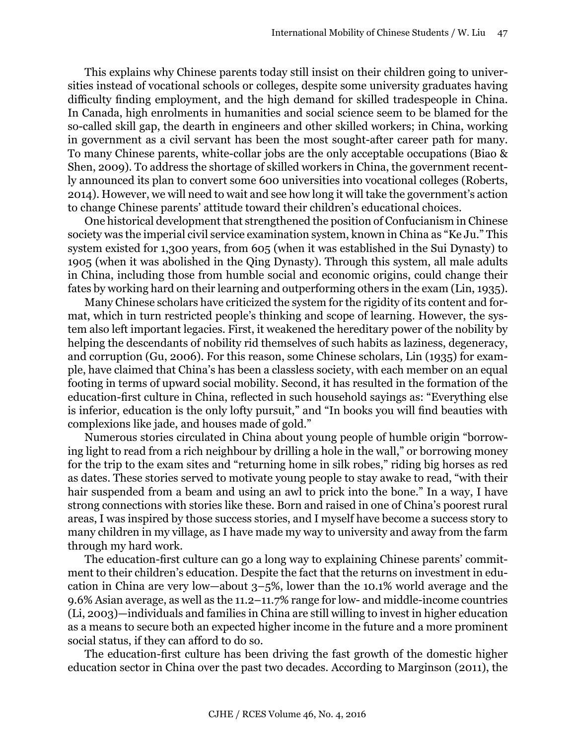This explains why Chinese parents today still insist on their children going to universities instead of vocational schools or colleges, despite some university graduates having difficulty finding employment, and the high demand for skilled tradespeople in China. In Canada, high enrolments in humanities and social science seem to be blamed for the so-called skill gap, the dearth in engineers and other skilled workers; in China, working in government as a civil servant has been the most sought-after career path for many. To many Chinese parents, white-collar jobs are the only acceptable occupations (Biao & Shen, 2009). To address the shortage of skilled workers in China, the government recently announced its plan to convert some 600 universities into vocational colleges (Roberts, 2014). However, we will need to wait and see how long it will take the government's action to change Chinese parents' attitude toward their children's educational choices.

One historical development that strengthened the position of Confucianism in Chinese society was the imperial civil service examination system, known in China as "Ke Ju." This system existed for 1,300 years, from 605 (when it was established in the Sui Dynasty) to 1905 (when it was abolished in the Qing Dynasty). Through this system, all male adults in China, including those from humble social and economic origins, could change their fates by working hard on their learning and outperforming others in the exam (Lin, 1935).

Many Chinese scholars have criticized the system for the rigidity of its content and format, which in turn restricted people's thinking and scope of learning. However, the system also left important legacies. First, it weakened the hereditary power of the nobility by helping the descendants of nobility rid themselves of such habits as laziness, degeneracy, and corruption (Gu, 2006). For this reason, some Chinese scholars, Lin (1935) for example, have claimed that China's has been a classless society, with each member on an equal footing in terms of upward social mobility. Second, it has resulted in the formation of the education-first culture in China, reflected in such household sayings as: "Everything else is inferior, education is the only lofty pursuit," and "In books you will find beauties with complexions like jade, and houses made of gold."

Numerous stories circulated in China about young people of humble origin "borrowing light to read from a rich neighbour by drilling a hole in the wall," or borrowing money for the trip to the exam sites and "returning home in silk robes," riding big horses as red as dates. These stories served to motivate young people to stay awake to read, "with their hair suspended from a beam and using an awl to prick into the bone." In a way, I have strong connections with stories like these. Born and raised in one of China's poorest rural areas, I was inspired by those success stories, and I myself have become a success story to many children in my village, as I have made my way to university and away from the farm through my hard work.

The education-first culture can go a long way to explaining Chinese parents' commitment to their children's education. Despite the fact that the returns on investment in education in China are very low—about 3–5%, lower than the 10.1% world average and the 9.6% Asian average, as well as the 11.2–11.7% range for low- and middle-income countries (Li, 2003)—individuals and families in China are still willing to invest in higher education as a means to secure both an expected higher income in the future and a more prominent social status, if they can afford to do so.

The education-first culture has been driving the fast growth of the domestic higher education sector in China over the past two decades. According to Marginson (2011), the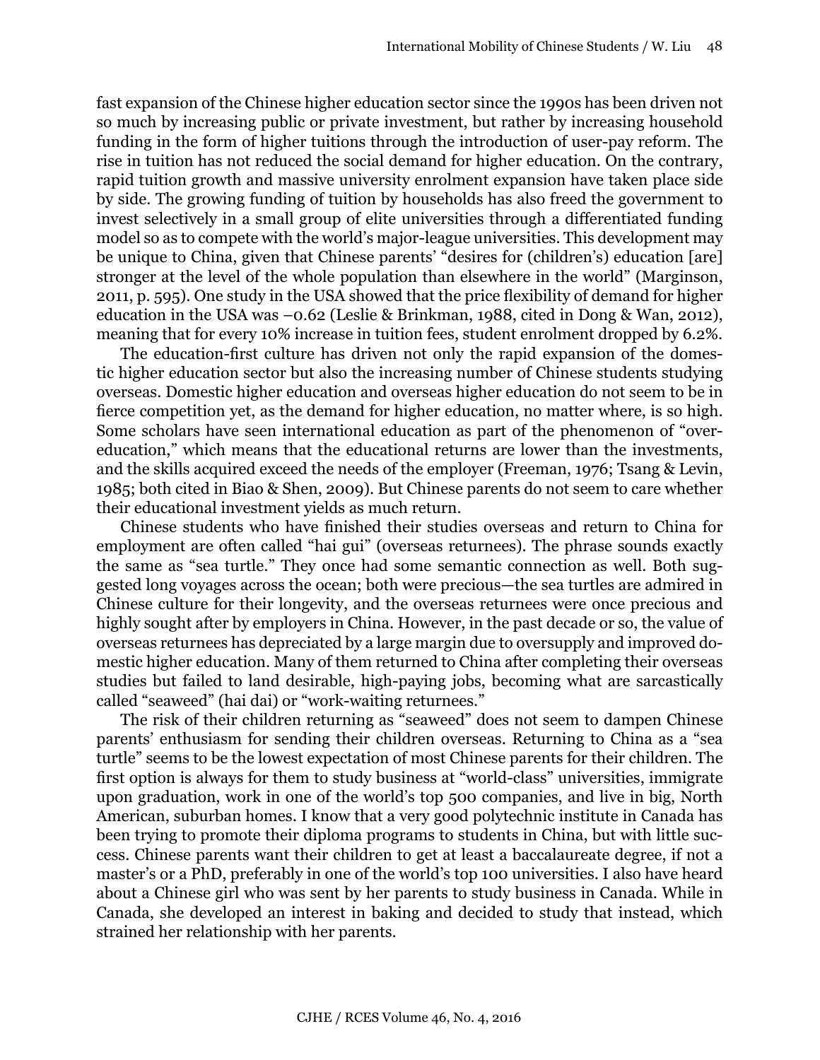fast expansion of the Chinese higher education sector since the 1990s has been driven not so much by increasing public or private investment, but rather by increasing household funding in the form of higher tuitions through the introduction of user-pay reform. The rise in tuition has not reduced the social demand for higher education. On the contrary, rapid tuition growth and massive university enrolment expansion have taken place side by side. The growing funding of tuition by households has also freed the government to invest selectively in a small group of elite universities through a differentiated funding model so as to compete with the world's major-league universities. This development may be unique to China, given that Chinese parents' "desires for (children's) education [are] stronger at the level of the whole population than elsewhere in the world" (Marginson, 2011, p. 595). One study in the USA showed that the price flexibility of demand for higher education in the USA was –0.62 (Leslie & Brinkman, 1988, cited in Dong & Wan, 2012), meaning that for every 10% increase in tuition fees, student enrolment dropped by 6.2%.

The education-first culture has driven not only the rapid expansion of the domestic higher education sector but also the increasing number of Chinese students studying overseas. Domestic higher education and overseas higher education do not seem to be in fierce competition yet, as the demand for higher education, no matter where, is so high. Some scholars have seen international education as part of the phenomenon of "over-education," which means that the educational returns are lower than the investments, and the skills acquired exceed the needs of the employer (Freeman, 1976; Tsang & Levin, 1985; both cited in Biao & Shen, 2009). But Chinese parents do not seem to care whether their educational investment yields as much return.

Chinese students who have finished their studies overseas and return to China for employment are often called "hai gui" (overseas returnees). The phrase sounds exactly the same as "sea turtle." They once had some semantic connection as well. Both suggested long voyages across the ocean; both were precious—the sea turtles are admired in Chinese culture for their longevity, and the overseas returnees were once precious and highly sought after by employers in China. However, in the past decade or so, the value of overseas returnees has depreciated by a large margin due to oversupply and improved domestic higher education. Many of them returned to China after completing their overseas studies but failed to land desirable, high-paying jobs, becoming what are sarcastically called "seaweed" (hai dai) or "work-waiting returnees."

The risk of their children returning as "seaweed" does not seem to dampen Chinese parents' enthusiasm for sending their children overseas. Returning to China as a "sea turtle" seems to be the lowest expectation of most Chinese parents for their children. The first option is always for them to study business at "world-class" universities, immigrate upon graduation, work in one of the world's top 500 companies, and live in big, North American, suburban homes. I know that a very good polytechnic institute in Canada has been trying to promote their diploma programs to students in China, but with little success. Chinese parents want their children to get at least a baccalaureate degree, if not a master's or a PhD, preferably in one of the world's top 100 universities. I also have heard about a Chinese girl who was sent by her parents to study business in Canada. While in Canada, she developed an interest in baking and decided to study that instead, which strained her relationship with her parents.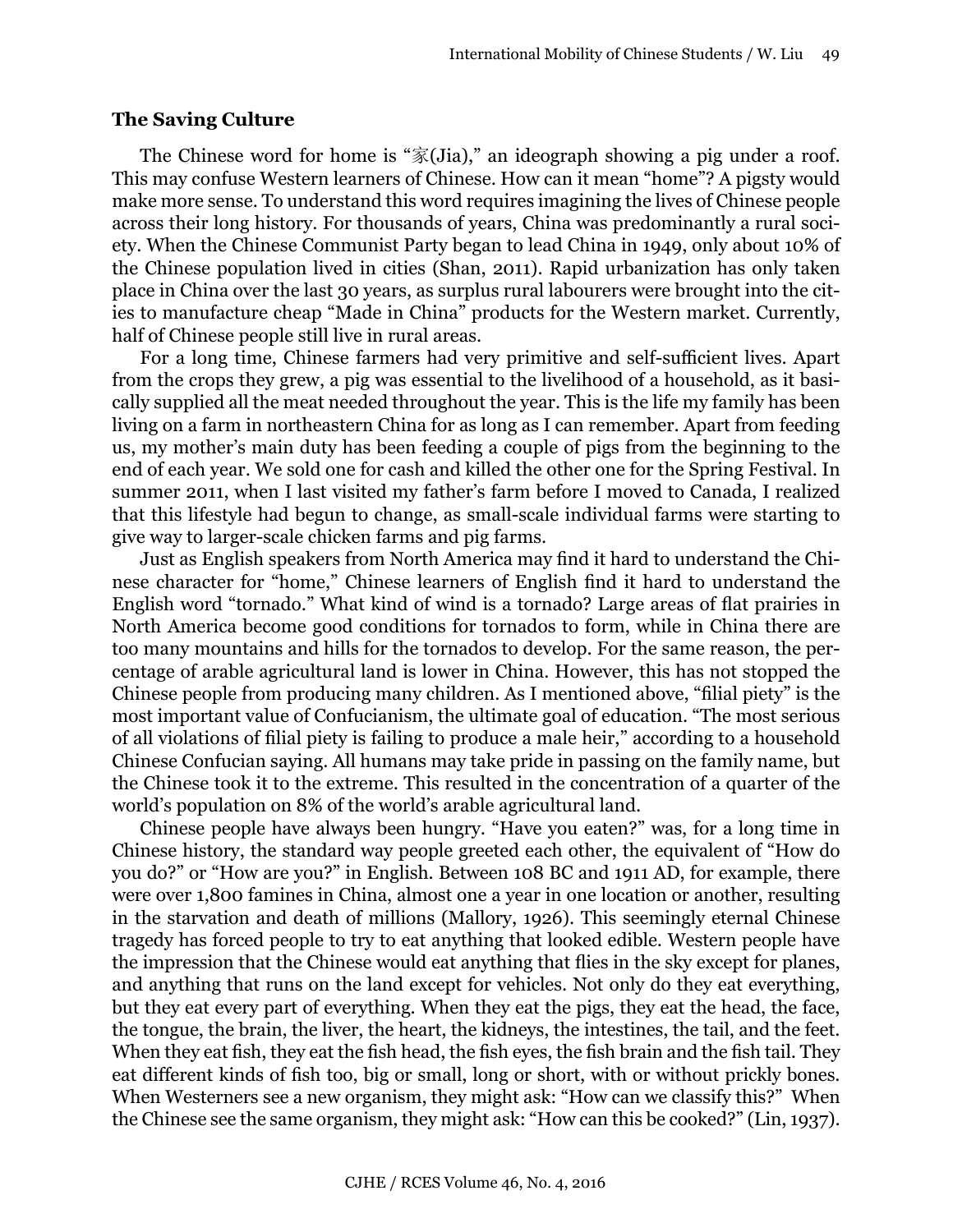### The Saving Culture

The Chinese word for home is "家(Jia)," an ideograph showing a pig under a roof. This may confuse Western learners of Chinese. How can it mean "home"? A pigsty would make more sense. To understand this word requires imagining the lives of Chinese people across their long history. For thousands of years, China was predominantly a rural society. When the Chinese Communist Party began to lead China in 1949, only about 10% of the Chinese population lived in cities (Shan, 2011). Rapid urbanization has only taken place in China over the last 30 years, as surplus rural labourers were brought into the cities to manufacture cheap "Made in China" products for the Western market. Currently, half of Chinese people still live in rural areas.

For a long time, Chinese farmers had very primitive and self-sufficient lives. Apart from the crops they grew, a pig was essential to the livelihood of a household, as it basically supplied all the meat needed throughout the year. This is the life my family has been living on a farm in northeastern China for as long as I can remember. Apart from feeding us, my mother's main duty has been feeding a couple of pigs from the beginning to the end of each year. We sold one for cash and killed the other one for the Spring Festival. In summer 2011, when I last visited my father's farm before I moved to Canada, I realized that this lifestyle had begun to change, as small-scale individual farms were starting to give way to larger-scale chicken farms and pig farms.

Just as English speakers from North America may find it hard to understand the Chinese character for "home," Chinese learners of English find it hard to understand the English word "tornado." What kind of wind is a tornado? Large areas of flat prairies in North America become good conditions for tornados to form, while in China there are too many mountains and hills for the tornados to develop. For the same reason, the percentage of arable agricultural land is lower in China. However, this has not stopped the Chinese people from producing many children. As I mentioned above, "filial piety" is the most important value of Confucianism, the ultimate goal of education. "The most serious of all violations of filial piety is failing to produce a male heir," according to a household Chinese Confucian saying. All humans may take pride in passing on the family name, but the Chinese took it to the extreme. This resulted in the concentration of a quarter of the world's population on 8% of the world's arable agricultural land.

Chinese people have always been hungry. "Have you eaten?" was, for a long time in Chinese history, the standard way people greeted each other, the equivalent of "How do you do?" or "How are you?" in English. Between 108 BC and 1911 AD, for example, there were over 1,800 famines in China, almost one a year in one location or another, resulting in the starvation and death of millions (Mallory, 1926). This seemingly eternal Chinese tragedy has forced people to try to eat anything that looked edible. Western people have the impression that the Chinese would eat anything that flies in the sky except for planes, and anything that runs on the land except for vehicles. Not only do they eat everything, but they eat every part of everything. When they eat the pigs, they eat the head, the face, the tongue, the brain, the liver, the heart, the kidneys, the intestines, the tail, and the feet. When they eat fish, they eat the fish head, the fish eyes, the fish brain and the fish tail. They eat different kinds of fish too, big or small, long or short, with or without prickly bones. When Westerners see a new organism, they might ask: "How can we classify this?" When the Chinese see the same organism, they might ask: "How can this be cooked?" (Lin, 1937).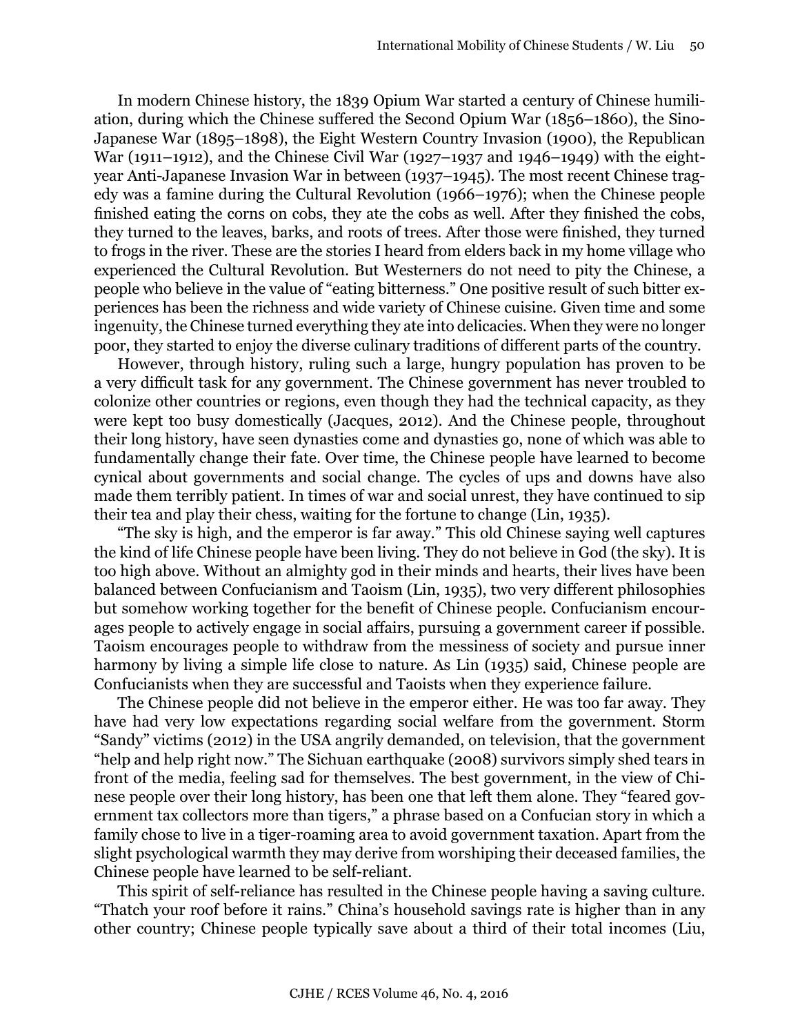In modern Chinese history, the 1839 Opium War started a century of Chinese humiliation, during which the Chinese suffered the Second Opium War (1856–1860), the Sino-Japanese War (1895–1898), the Eight Western Country Invasion (1900), the Republican War (1911–1912), and the Chinese Civil War (1927–1937 and 1946–1949) with the eight-year Anti-Japanese Invasion War in between (1937–1945). The most recent Chinese tragedy was a famine during the Cultural Revolution (1966–1976); when the Chinese people finished eating the corns on cobs, they ate the cobs as well. After they finished the cobs, they turned to the leaves, barks, and roots of trees. After those were finished, they turned to frogs in the river. These are the stories I heard from elders back in my home village who experienced the Cultural Revolution. But Westerners do not need to pity the Chinese, a people who believe in the value of "eating bitterness." One positive result of such bitter experiences has been the richness and wide variety of Chinese cuisine. Given time and some ingenuity, the Chinese turned everything they ate into delicacies. When they were no longer poor, they started to enjoy the diverse culinary traditions of different parts of the country.

However, through history, ruling such a large, hungry population has proven to be a very difficult task for any government. The Chinese government has never troubled to colonize other countries or regions, even though they had the technical capacity, as they were kept too busy domestically (Jacques, 2012). And the Chinese people, throughout their long history, have seen dynasties come and dynasties go, none of which was able to fundamentally change their fate. Over time, the Chinese people have learned to become cynical about governments and social change. The cycles of ups and downs have also made them terribly patient. In times of war and social unrest, they have continued to sip their tea and play their chess, waiting for the fortune to change (Lin, 1935).

"The sky is high, and the emperor is far away." This old Chinese saying well captures the kind of life Chinese people have been living. They do not believe in God (the sky). It is too high above. Without an almighty god in their minds and hearts, their lives have been balanced between Confucianism and Taoism (Lin, 1935), two very different philosophies but somehow working together for the benefit of Chinese people. Confucianism encourages people to actively engage in social affairs, pursuing a government career if possible. Taoism encourages people to withdraw from the messiness of society and pursue inner harmony by living a simple life close to nature. As Lin (1935) said, Chinese people are Confucianists when they are successful and Taoists when they experience failure.

The Chinese people did not believe in the emperor either. He was too far away. They have had very low expectations regarding social welfare from the government. Storm "Sandy" victims (2012) in the USA angrily demanded, on television, that the government "help and help right now." The Sichuan earthquake (2008) survivors simply shed tears in front of the media, feeling sad for themselves. The best government, in the view of Chinese people over their long history, has been one that left them alone. They "feared government tax collectors more than tigers," a phrase based on a Confucian story in which a family chose to live in a tiger-roaming area to avoid government taxation. Apart from the slight psychological warmth they may derive from worshiping their deceased families, the Chinese people have learned to be self-reliant.

This spirit of self-reliance has resulted in the Chinese people having a saving culture. "Thatch your roof before it rains." China's household savings rate is higher than in any other country; Chinese people typically save about a third of their total incomes (Liu,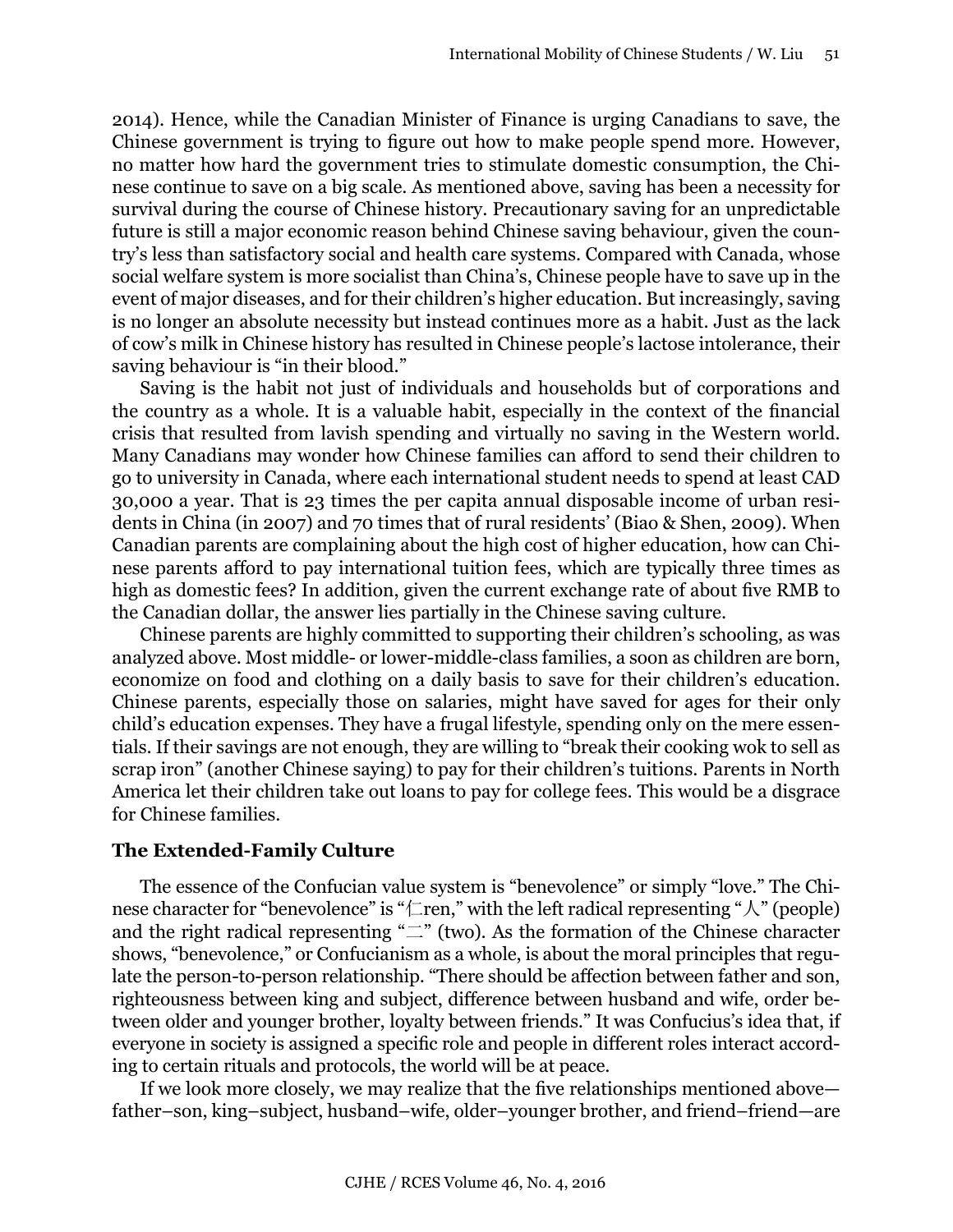2014). Hence, while the Canadian Minister of Finance is urging Canadians to save, the Chinese government is trying to figure out how to make people spend more. However, no matter how hard the government tries to stimulate domestic consumption, the Chinese continue to save on a big scale. As mentioned above, saving has been a necessity for survival during the course of Chinese history. Precautionary saving for an unpredictable future is still a major economic reason behind Chinese saving behaviour, given the country's less than satisfactory social and health care systems. Compared with Canada, whose social welfare system is more socialist than China's, Chinese people have to save up in the event of major diseases, and for their children's higher education. But increasingly, saving is no longer an absolute necessity but instead continues more as a habit. Just as the lack of cow's milk in Chinese history has resulted in Chinese people's lactose intolerance, their saving behaviour is "in their blood."

Saving is the habit not just of individuals and households but of corporations and the country as a whole. It is a valuable habit, especially in the context of the financial crisis that resulted from lavish spending and virtually no saving in the Western world. Many Canadians may wonder how Chinese families can afford to send their children to go to university in Canada, where each international student needs to spend at least CAD 30,000 a year. That is 23 times the per capita annual disposable income of urban residents in China (in 2007) and 70 times that of rural residents' (Biao & Shen, 2009). When Canadian parents are complaining about the high cost of higher education, how can Chinese parents afford to pay international tuition fees, which are typically three times as high as domestic fees? In addition, given the current exchange rate of about five RMB to the Canadian dollar, the answer lies partially in the Chinese saving culture.

Chinese parents are highly committed to supporting their children's schooling, as was analyzed above. Most middle- or lower-middle-class families, a soon as children are born, economize on food and clothing on a daily basis to save for their children's education. Chinese parents, especially those on salaries, might have saved for ages for their only child's education expenses. They have a frugal lifestyle, spending only on the mere essentials. If their savings are not enough, they are willing to "break their cooking wok to sell as scrap iron" (another Chinese saying) to pay for their children's tuitions. Parents in North America let their children take out loans to pay for college fees. This would be a disgrace for Chinese families.

### The Extended-Family Culture

The essence of the Confucian value system is "benevolence" or simply "love." The Chinese character for "benevolence" is "仁ren," with the left radical representing "人" (people) and the right radical representing "二" (two). As the formation of the Chinese character shows, "benevolence," or Confucianism as a whole, is about the moral principles that regulate the person-to-person relationship. "There should be affection between father and son, righteousness between king and subject, difference between husband and wife, order between older and younger brother, loyalty between friends." It was Confucius's idea that, if everyone in society is assigned a specific role and people in different roles interact according to certain rituals and protocols, the world will be at peace.

If we look more closely, we may realize that the five relationships mentioned above—father–son, king–subject, husband–wife, older–younger brother, and friend–friend—are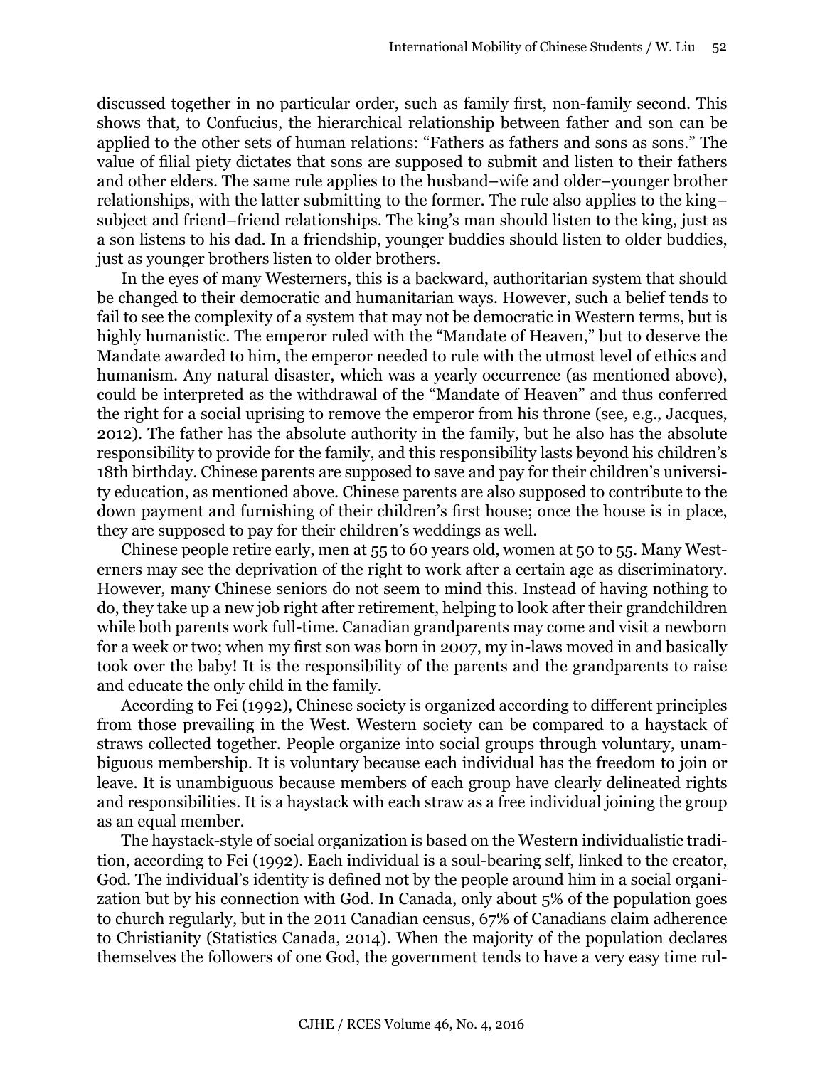discussed together in no particular order, such as family first, non-family second. This shows that, to Confucius, the hierarchical relationship between father and son can be applied to the other sets of human relations: "Fathers as fathers and sons as sons." The value of filial piety dictates that sons are supposed to submit and listen to their fathers and other elders. The same rule applies to the husband–wife and older–younger brother relationships, with the latter submitting to the former. The rule also applies to the king–subject and friend–friend relationships. The king's man should listen to the king, just as a son listens to his dad. In a friendship, younger buddies should listen to older buddies, just as younger brothers listen to older brothers.

In the eyes of many Westerners, this is a backward, authoritarian system that should be changed to their democratic and humanitarian ways. However, such a belief tends to fail to see the complexity of a system that may not be democratic in Western terms, but is highly humanistic. The emperor ruled with the "Mandate of Heaven," but to deserve the Mandate awarded to him, the emperor needed to rule with the utmost level of ethics and humanism. Any natural disaster, which was a yearly occurrence (as mentioned above), could be interpreted as the withdrawal of the "Mandate of Heaven" and thus conferred the right for a social uprising to remove the emperor from his throne (see, e.g., Jacques, 2012). The father has the absolute authority in the family, but he also has the absolute responsibility to provide for the family, and this responsibility lasts beyond his children's 18th birthday. Chinese parents are supposed to save and pay for their children's university education, as mentioned above. Chinese parents are also supposed to contribute to the down payment and furnishing of their children's first house; once the house is in place, they are supposed to pay for their children's weddings as well.

Chinese people retire early, men at 55 to 60 years old, women at 50 to 55. Many Westerners may see the deprivation of the right to work after a certain age as discriminatory. However, many Chinese seniors do not seem to mind this. Instead of having nothing to do, they take up a new job right after retirement, helping to look after their grandchildren while both parents work full-time. Canadian grandparents may come and visit a newborn for a week or two; when my first son was born in 2007, my in-laws moved in and basically took over the baby! It is the responsibility of the parents and the grandparents to raise and educate the only child in the family.

According to Fei (1992), Chinese society is organized according to different principles from those prevailing in the West. Western society can be compared to a haystack of straws collected together. People organize into social groups through voluntary, unambiguous membership. It is voluntary because each individual has the freedom to join or leave. It is unambiguous because members of each group have clearly delineated rights and responsibilities. It is a haystack with each straw as a free individual joining the group as an equal member.

The haystack-style of social organization is based on the Western individualistic tradition, according to Fei (1992). Each individual is a soul-bearing self, linked to the creator, God. The individual's identity is defined not by the people around him in a social organization but by his connection with God. In Canada, only about 5% of the population goes to church regularly, but in the 2011 Canadian census, 67% of Canadians claim adherence to Christianity (Statistics Canada, 2014). When the majority of the population declares themselves the followers of one God, the government tends to have a very easy time rul-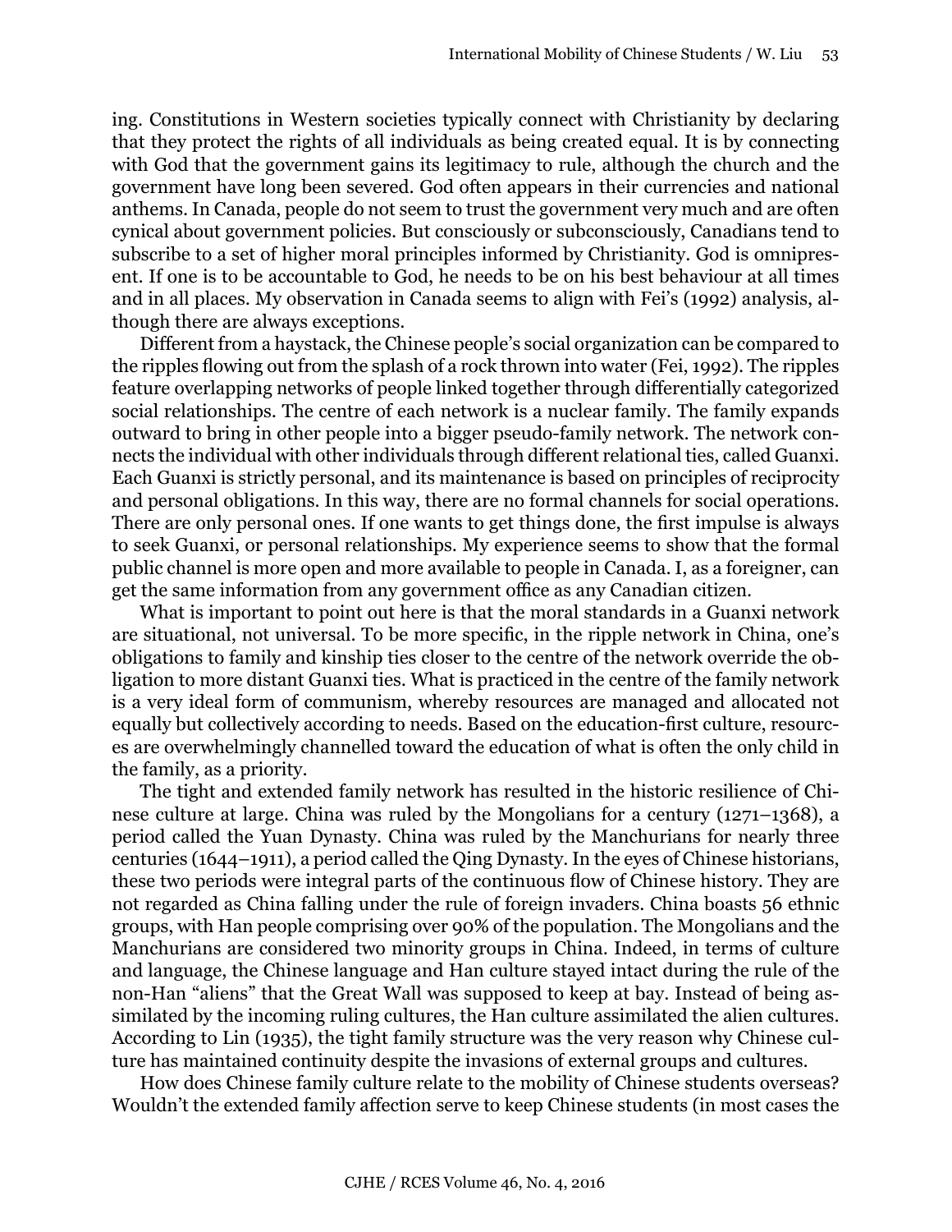ing. Constitutions in Western societies typically connect with Christianity by declaring that they protect the rights of all individuals as being created equal. It is by connecting with God that the government gains its legitimacy to rule, although the church and the government have long been severed. God often appears in their currencies and national anthems. In Canada, people do not seem to trust the government very much and are often cynical about government policies. But consciously or subconsciously, Canadians tend to subscribe to a set of higher moral principles informed by Christianity. God is omnipresent. If one is to be accountable to God, he needs to be on his best behaviour at all times and in all places. My observation in Canada seems to align with Fei's (1992) analysis, although there are always exceptions.

Different from a haystack, the Chinese people's social organization can be compared to the ripples flowing out from the splash of a rock thrown into water (Fei, 1992). The ripples feature overlapping networks of people linked together through differentially categorized social relationships. The centre of each network is a nuclear family. The family expands outward to bring in other people into a bigger pseudo-family network. The network connects the individual with other individuals through different relational ties, called Guanxi. Each Guanxi is strictly personal, and its maintenance is based on principles of reciprocity and personal obligations. In this way, there are no formal channels for social operations. There are only personal ones. If one wants to get things done, the first impulse is always to seek Guanxi, or personal relationships. My experience seems to show that the formal public channel is more open and more available to people in Canada. I, as a foreigner, can get the same information from any government office as any Canadian citizen.

What is important to point out here is that the moral standards in a Guanxi network are situational, not universal. To be more specific, in the ripple network in China, one's obligations to family and kinship ties closer to the centre of the network override the obligation to more distant Guanxi ties. What is practiced in the centre of the family network is a very ideal form of communism, whereby resources are managed and allocated not equally but collectively according to needs. Based on the education-first culture, resources are overwhelmingly channelled toward the education of what is often the only child in the family, as a priority.

The tight and extended family network has resulted in the historic resilience of Chinese culture at large. China was ruled by the Mongolians for a century (1271–1368), a period called the Yuan Dynasty. China was ruled by the Manchurians for nearly three centuries (1644–1911), a period called the Qing Dynasty. In the eyes of Chinese historians, these two periods were integral parts of the continuous flow of Chinese history. They are not regarded as China falling under the rule of foreign invaders. China boasts 56 ethnic groups, with Han people comprising over 90% of the population. The Mongolians and the Manchurians are considered two minority groups in China. Indeed, in terms of culture and language, the Chinese language and Han culture stayed intact during the rule of the non-Han "aliens" that the Great Wall was supposed to keep at bay. Instead of being assimilated by the incoming ruling cultures, the Han culture assimilated the alien cultures. According to Lin (1935), the tight family structure was the very reason why Chinese culture has maintained continuity despite the invasions of external groups and cultures.

How does Chinese family culture relate to the mobility of Chinese students overseas? Wouldn't the extended family affection serve to keep Chinese students (in most cases the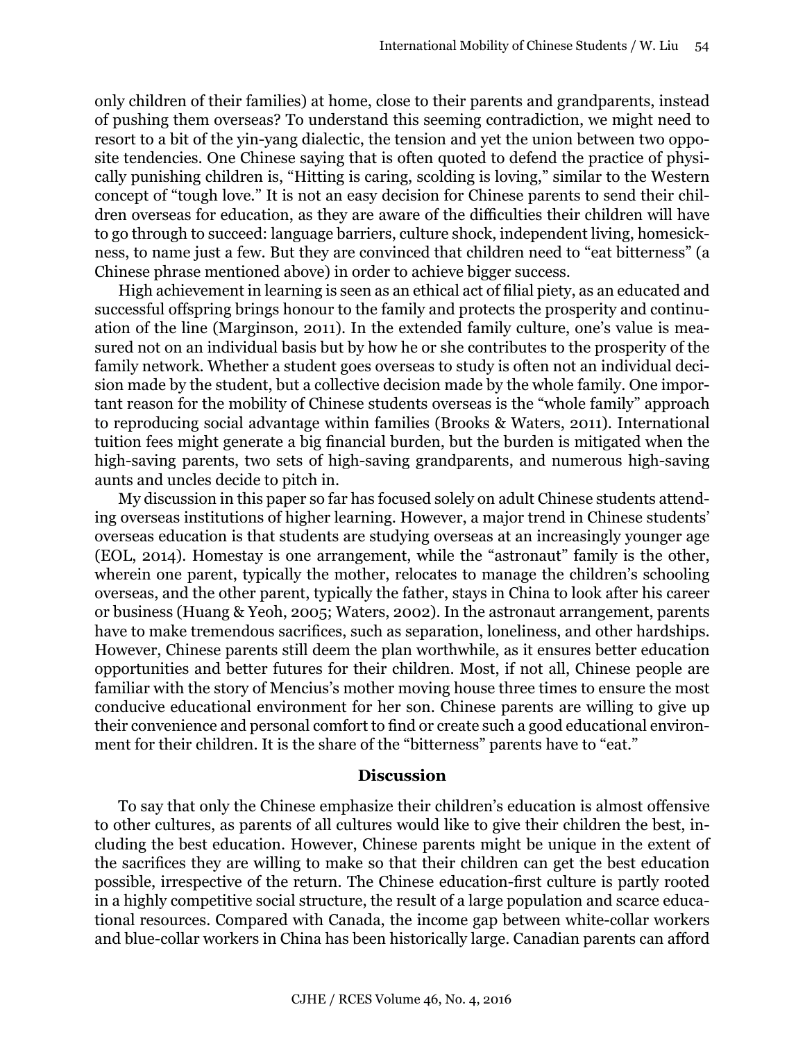only children of their families) at home, close to their parents and grandparents, instead of pushing them overseas? To understand this seeming contradiction, we might need to resort to a bit of the yin-yang dialectic, the tension and yet the union between two opposite tendencies. One Chinese saying that is often quoted to defend the practice of physically punishing children is, "Hitting is caring, scolding is loving," similar to the Western concept of "tough love." It is not an easy decision for Chinese parents to send their children overseas for education, as they are aware of the difficulties their children will have to go through to succeed: language barriers, culture shock, independent living, homesickness, to name just a few. But they are convinced that children need to "eat bitterness" (a Chinese phrase mentioned above) in order to achieve bigger success.

High achievement in learning is seen as an ethical act of filial piety, as an educated and successful offspring brings honour to the family and protects the prosperity and continuation of the line (Marginson, 2011). In the extended family culture, one's value is measured not on an individual basis but by how he or she contributes to the prosperity of the family network. Whether a student goes overseas to study is often not an individual decision made by the student, but a collective decision made by the whole family. One important reason for the mobility of Chinese students overseas is the "whole family" approach to reproducing social advantage within families (Brooks & Waters, 2011). International tuition fees might generate a big financial burden, but the burden is mitigated when the high-saving parents, two sets of high-saving grandparents, and numerous high-saving aunts and uncles decide to pitch in.

My discussion in this paper so far has focused solely on adult Chinese students attending overseas institutions of higher learning. However, a major trend in Chinese students' overseas education is that students are studying overseas at an increasingly younger age (EOL, 2014). Homestay is one arrangement, while the "astronaut" family is the other, wherein one parent, typically the mother, relocates to manage the children's schooling overseas, and the other parent, typically the father, stays in China to look after his career or business (Huang & Yeoh, 2005; Waters, 2002). In the astronaut arrangement, parents have to make tremendous sacrifices, such as separation, loneliness, and other hardships. However, Chinese parents still deem the plan worthwhile, as it ensures better education opportunities and better futures for their children. Most, if not all, Chinese people are familiar with the story of Mencius's mother moving house three times to ensure the most conducive educational environment for her son. Chinese parents are willing to give up their convenience and personal comfort to find or create such a good educational environment for their children. It is the share of the "bitterness" parents have to "eat."

## Discussion

To say that only the Chinese emphasize their children's education is almost offensive to other cultures, as parents of all cultures would like to give their children the best, including the best education. However, Chinese parents might be unique in the extent of the sacrifices they are willing to make so that their children can get the best education possible, irrespective of the return. The Chinese education-first culture is partly rooted in a highly competitive social structure, the result of a large population and scarce educational resources. Compared with Canada, the income gap between white-collar workers and blue-collar workers in China has been historically large. Canadian parents can afford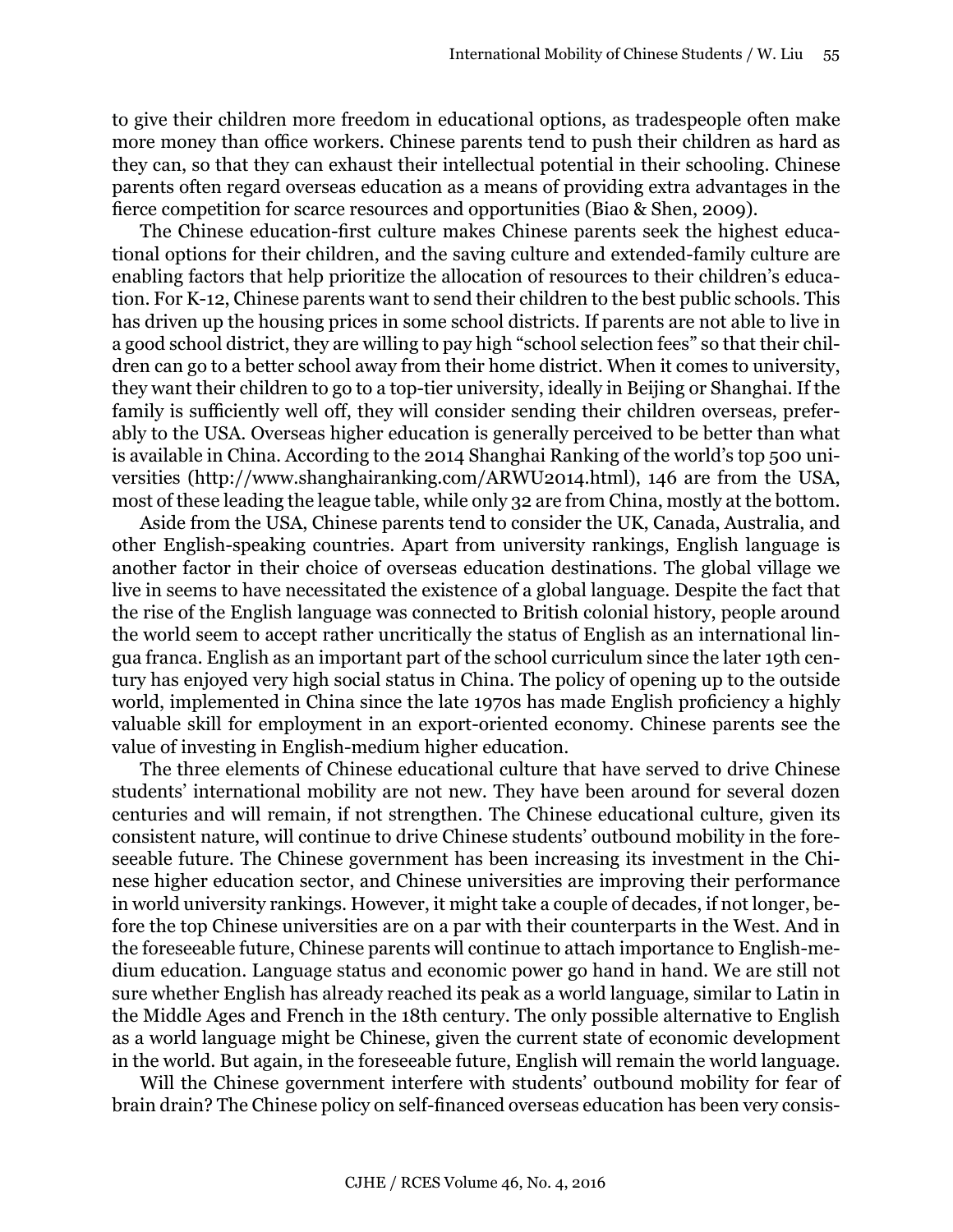to give their children more freedom in educational options, as tradespeople often make more money than office workers. Chinese parents tend to push their children as hard as they can, so that they can exhaust their intellectual potential in their schooling. Chinese parents often regard overseas education as a means of providing extra advantages in the fierce competition for scarce resources and opportunities (Biao & Shen, 2009).

The Chinese education-first culture makes Chinese parents seek the highest educational options for their children, and the saving culture and extended-family culture are enabling factors that help prioritize the allocation of resources to their children's education. For K-12, Chinese parents want to send their children to the best public schools. This has driven up the housing prices in some school districts. If parents are not able to live in a good school district, they are willing to pay high "school selection fees" so that their children can go to a better school away from their home district. When it comes to university, they want their children to go to a top-tier university, ideally in Beijing or Shanghai. If the family is sufficiently well off, they will consider sending their children overseas, preferably to the USA. Overseas higher education is generally perceived to be better than what is available in China. According to the 2014 Shanghai Ranking of the world's top 500 universities (http://www.shanghairanking.com/ARWU2014.html), 146 are from the USA, most of these leading the league table, while only 32 are from China, mostly at the bottom.

Aside from the USA, Chinese parents tend to consider the UK, Canada, Australia, and other English-speaking countries. Apart from university rankings, English language is another factor in their choice of overseas education destinations. The global village we live in seems to have necessitated the existence of a global language. Despite the fact that the rise of the English language was connected to British colonial history, people around the world seem to accept rather uncritically the status of English as an international lingua franca. English as an important part of the school curriculum since the later 19th century has enjoyed very high social status in China. The policy of opening up to the outside world, implemented in China since the late 1970s has made English proficiency a highly valuable skill for employment in an export-oriented economy. Chinese parents see the value of investing in English-medium higher education.

The three elements of Chinese educational culture that have served to drive Chinese students' international mobility are not new. They have been around for several dozen centuries and will remain, if not strengthen. The Chinese educational culture, given its consistent nature, will continue to drive Chinese students' outbound mobility in the foreseeable future. The Chinese government has been increasing its investment in the Chinese higher education sector, and Chinese universities are improving their performance in world university rankings. However, it might take a couple of decades, if not longer, before the top Chinese universities are on a par with their counterparts in the West. And in the foreseeable future, Chinese parents will continue to attach importance to English-medium education. Language status and economic power go hand in hand. We are still not sure whether English has already reached its peak as a world language, similar to Latin in the Middle Ages and French in the 18th century. The only possible alternative to English as a world language might be Chinese, given the current state of economic development in the world. But again, in the foreseeable future, English will remain the world language.

Will the Chinese government interfere with students' outbound mobility for fear of brain drain? The Chinese policy on self-financed overseas education has been very consis-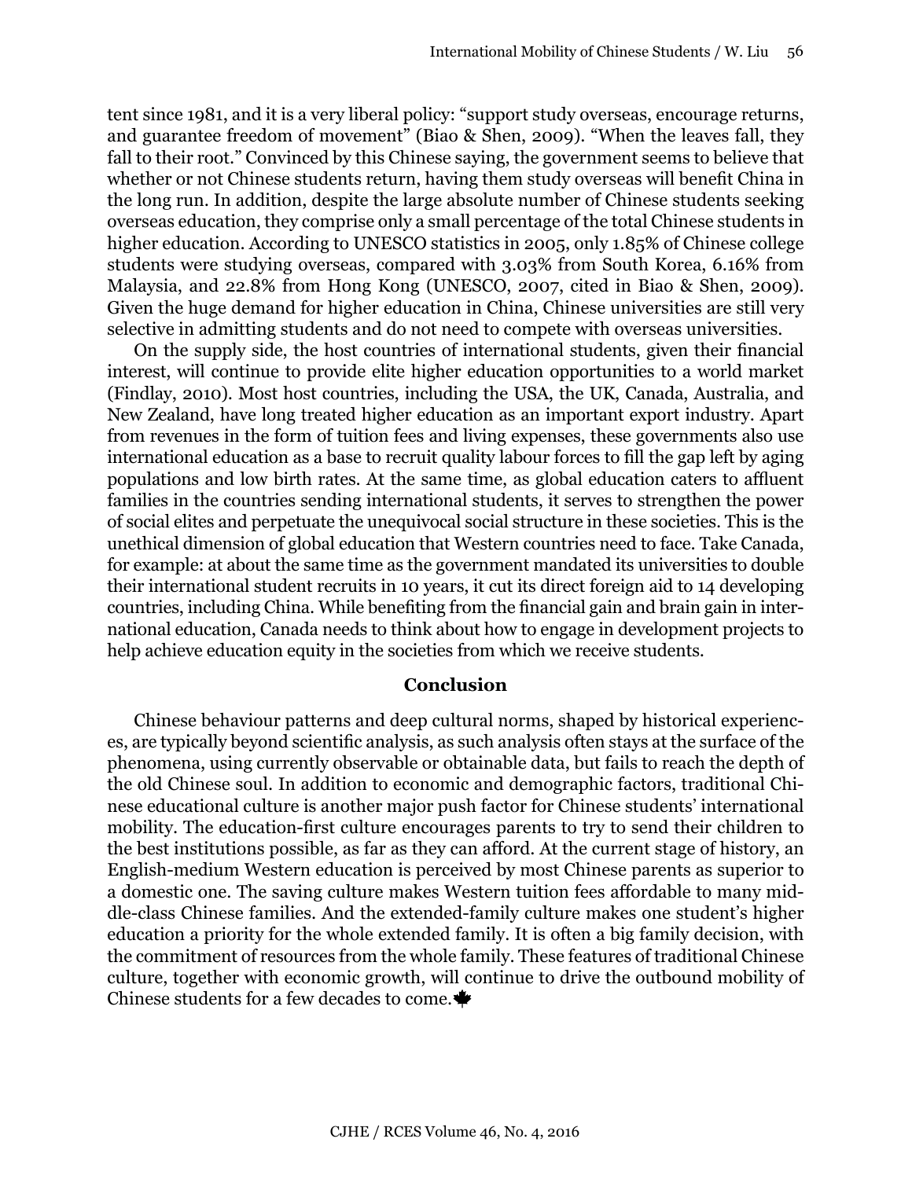tent since 1981, and it is a very liberal policy: “support study overseas, encourage returns, and guarantee freedom of movement” (Biao & Shen, 2009). “When the leaves fall, they fall to their root.” Convinced by this Chinese saying, the government seems to believe that whether or not Chinese students return, having them study overseas will benefit China in the long run. In addition, despite the large absolute number of Chinese students seeking overseas education, they comprise only a small percentage of the total Chinese students in higher education. According to UNESCO statistics in 2005, only 1.85% of Chinese college students were studying overseas, compared with 3.03% from South Korea, 6.16% from Malaysia, and 22.8% from Hong Kong (UNESCO, 2007, cited in Biao & Shen, 2009). Given the huge demand for higher education in China, Chinese universities are still very selective in admitting students and do not need to compete with overseas universities.

On the supply side, the host countries of international students, given their financial interest, will continue to provide elite higher education opportunities to a world market (Findlay, 2010). Most host countries, including the USA, the UK, Canada, Australia, and New Zealand, have long treated higher education as an important export industry. Apart from revenues in the form of tuition fees and living expenses, these governments also use international education as a base to recruit quality labour forces to fill the gap left by aging populations and low birth rates. At the same time, as global education caters to affluent families in the countries sending international students, it serves to strengthen the power of social elites and perpetuate the unequivocal social structure in these societies. This is the unethical dimension of global education that Western countries need to face. Take Canada, for example: at about the same time as the government mandated its universities to double their international student recruits in 10 years, it cut its direct foreign aid to 14 developing countries, including China. While benefiting from the financial gain and brain gain in international education, Canada needs to think about how to engage in development projects to help achieve education equity in the societies from which we receive students.

## Conclusion

Chinese behaviour patterns and deep cultural norms, shaped by historical experiences, are typically beyond scientific analysis, as such analysis often stays at the surface of the phenomena, using currently observable or obtainable data, but fails to reach the depth of the old Chinese soul. In addition to economic and demographic factors, traditional Chinese educational culture is another major push factor for Chinese students’ international mobility. The education-first culture encourages parents to try to send their children to the best institutions possible, as far as they can afford. At the current stage of history, an English-medium Western education is perceived by most Chinese parents as superior to a domestic one. The saving culture makes Western tuition fees affordable to many middle-class Chinese families. And the extended-family culture makes one student’s higher education a priority for the whole extended family. It is often a big family decision, with the commitment of resources from the whole family. These features of traditional Chinese culture, together with economic growth, will continue to drive the outbound mobility of Chinese students for a few decades to come.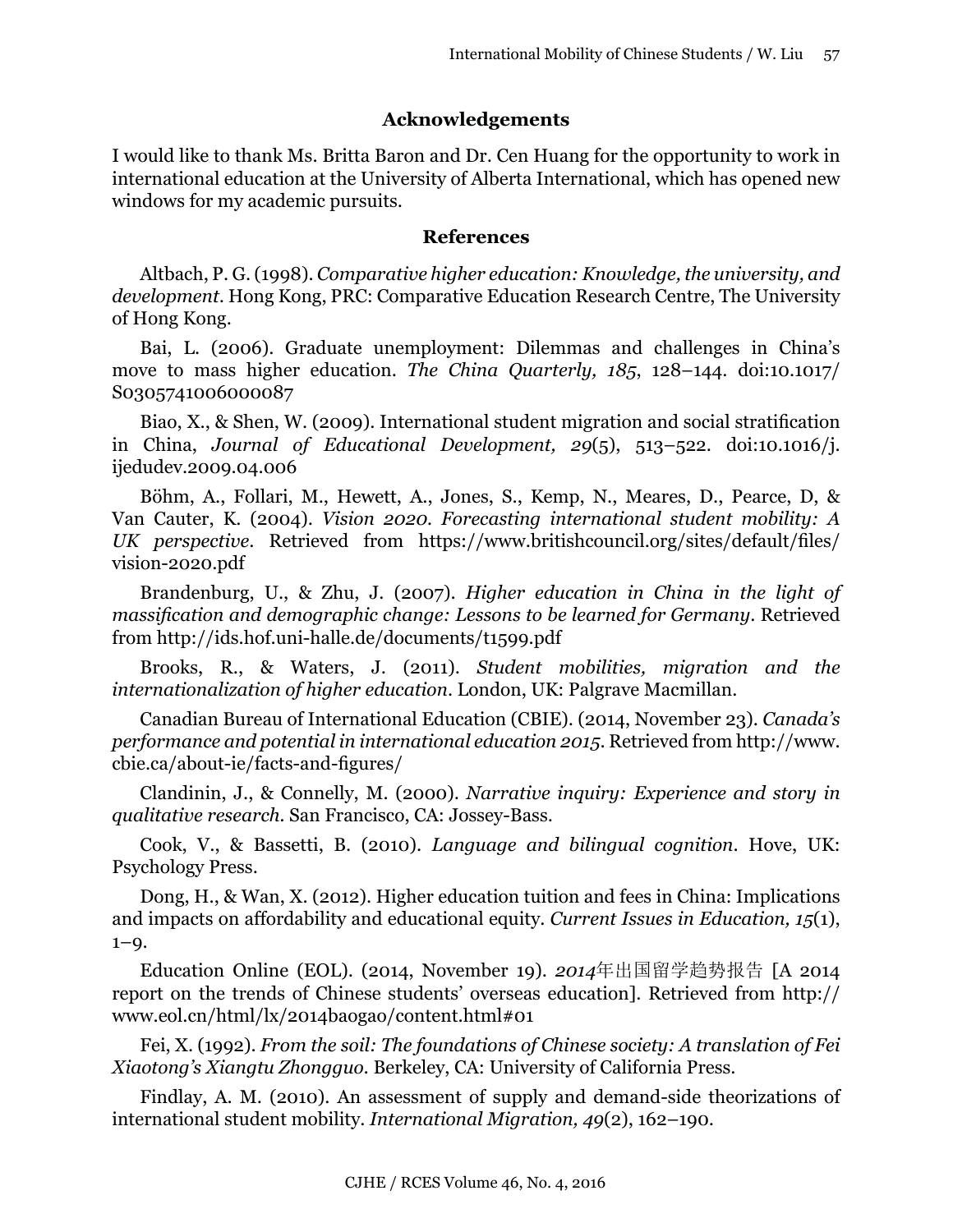## Acknowledgements

I would like to thank Ms. Britta Baron and Dr. Cen Huang for the opportunity to work in international education at the University of Alberta International, which has opened new windows for my academic pursuits.

## References

Altbach, P. G. (1998). *Comparative higher education: Knowledge, the university, and development*. Hong Kong, PRC: Comparative Education Research Centre, The University of Hong Kong.

Bai, L. (2006). Graduate unemployment: Dilemmas and challenges in China's move to mass higher education. *The China Quarterly, 185*, 128–144. doi:10.1017/S0305741006000087

Biao, X., & Shen, W. (2009). International student migration and social stratification in China, *Journal of Educational Development, 29*(5), 513–522. doi:10.1016/j.ijedudev.2009.04.006

Böhm, A., Follari, M., Hewett, A., Jones, S., Kemp, N., Meares, D., Pearce, D, & Van Cauter, K. (2004). *Vision 2020. Forecasting international student mobility: A UK perspective*. Retrieved from https://www.britishcouncil.org/sites/default/files/vision-2020.pdf

Brandenburg, U., & Zhu, J. (2007). *Higher education in China in the light of massification and demographic change: Lessons to be learned for Germany*. Retrieved from http://ids.hof.uni-halle.de/documents/t1599.pdf

Brooks, R., & Waters, J. (2011). *Student mobilities, migration and the internationalization of higher education*. London, UK: Palgrave Macmillan.

Canadian Bureau of International Education (CBIE). (2014, November 23). *Canada's performance and potential in international education 2015*. Retrieved from http://www.cbie.ca/about-ie/facts-and-figures/

Clandinin, J., & Connelly, M. (2000). *Narrative inquiry: Experience and story in qualitative research*. San Francisco, CA: Jossey-Bass.

Cook, V., & Bassetti, B. (2010). *Language and bilingual cognition*. Hove, UK: Psychology Press.

Dong, H., & Wan, X. (2012). Higher education tuition and fees in China: Implications and impacts on affordability and educational equity. *Current Issues in Education, 15*(1), 1–9.

Education Online (EOL). (2014, November 19). *2014*年出国留学趋势报告 [A 2014 report on the trends of Chinese students' overseas education]. Retrieved from http://www.eol.cn/html/lx/2014baogao/content.html#01

Fei, X. (1992). *From the soil: The foundations of Chinese society: A translation of Fei Xiaotong's Xiangtu Zhongguo*. Berkeley, CA: University of California Press.

Findlay, A. M. (2010). An assessment of supply and demand-side theorizations of international student mobility. *International Migration, 49*(2), 162–190.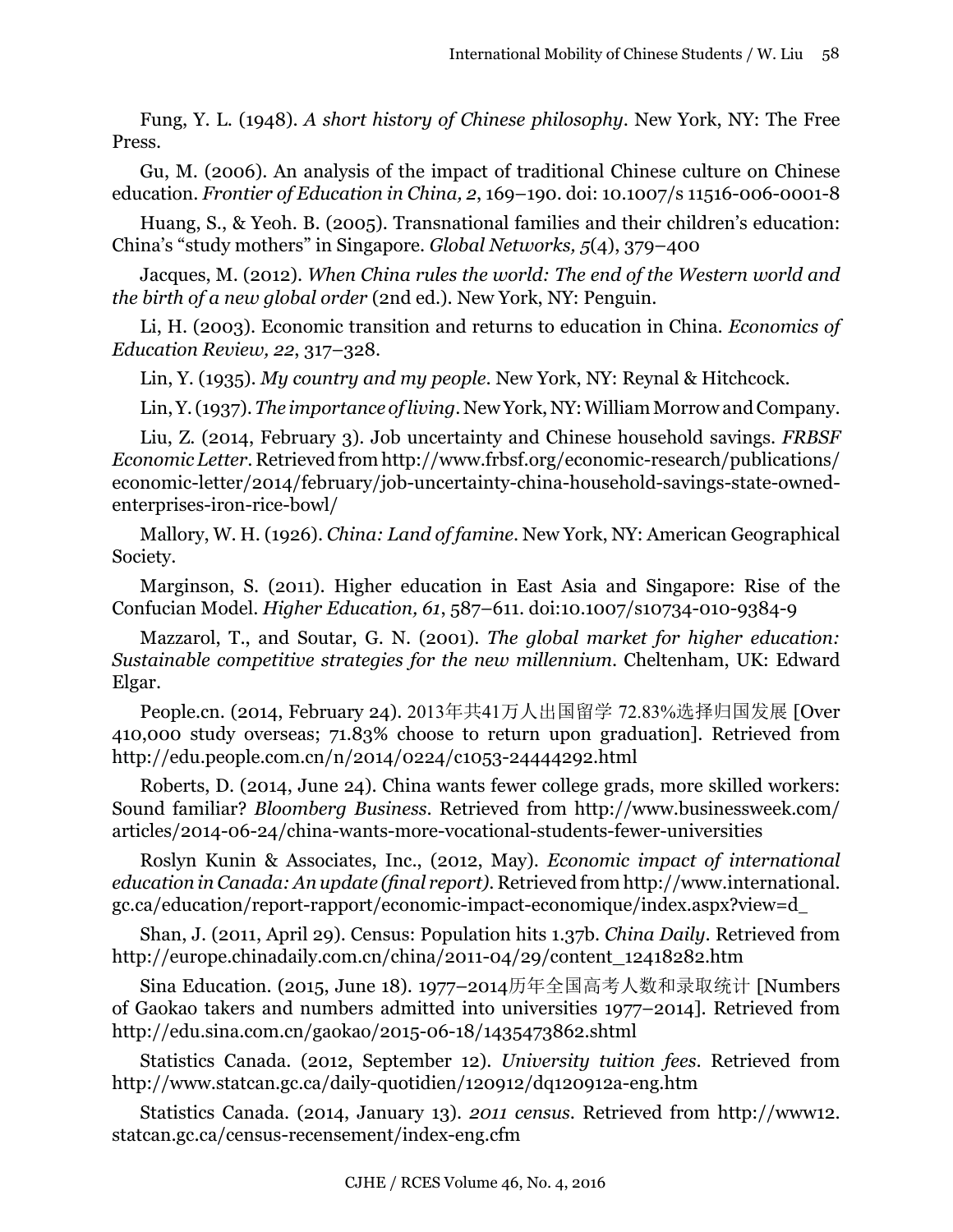Fung, Y. L. (1948). *A short history of Chinese philosophy*. New York, NY: The Free Press.

Gu, M. (2006). An analysis of the impact of traditional Chinese culture on Chinese education. *Frontier of Education in China, 2*, 169–190. doi: 10.1007/s 11516-006-0001-8

Huang, S., & Yeoh. B. (2005). Transnational families and their children's education: China's "study mothers" in Singapore. *Global Networks, 5*(4), 379–400

Jacques, M. (2012). *When China rules the world: The end of the Western world and the birth of a new global order* (2nd ed.). New York, NY: Penguin.

Li, H. (2003). Economic transition and returns to education in China. *Economics of Education Review, 22*, 317–328.

Lin, Y. (1935). *My country and my people*. New York, NY: Reynal & Hitchcock.

Lin, Y. (1937). *The importance of living*. New York, NY: William Morrow and Company.

Liu, Z. (2014, February 3). Job uncertainty and Chinese household savings. *FRBSF Economic Letter*. Retrieved from http://www.frbsf.org/economic-research/publications/economic-letter/2014/february/job-uncertainty-china-household-savings-state-owned-enterprises-iron-rice-bowl/

Mallory, W. H. (1926). *China: Land of famine*. New York, NY: American Geographical Society.

Marginson, S. (2011). Higher education in East Asia and Singapore: Rise of the Confucian Model. *Higher Education, 61*, 587–611. doi:10.1007/s10734-010-9384-9

Mazzarol, T., and Soutar, G. N. (2001). *The global market for higher education: Sustainable competitive strategies for the new millennium*. Cheltenham, UK: Edward Elgar.

People.cn. (2014, February 24). 2013年共41万人出国留学 72.83%选择归国发展 [Over 410,000 study overseas; 71.83% choose to return upon graduation]. Retrieved from http://edu.people.com.cn/n/2014/0224/c1053-24444292.html

Roberts, D. (2014, June 24). China wants fewer college grads, more skilled workers: Sound familiar? *Bloomberg Business*. Retrieved from http://www.businessweek.com/articles/2014-06-24/china-wants-more-vocational-students-fewer-universities

Roslyn Kunin & Associates, Inc., (2012, May). *Economic impact of international education in Canada: An update (final report)*. Retrieved from http://www.international.gc.ca/education/report-rapport/economic-impact-economique/index.aspx?view=d_

Shan, J. (2011, April 29). Census: Population hits 1.37b. *China Daily*. Retrieved from http://europe.chinadaily.com.cn/china/2011-04/29/content_12418282.htm

Sina Education. (2015, June 18). 1977–2014历年全国高考人数和录取统计 [Numbers of Gaokao takers and numbers admitted into universities 1977–2014]. Retrieved from http://edu.sina.com.cn/gaokao/2015-06-18/1435473862.shtml

Statistics Canada. (2012, September 12). *University tuition fees*. Retrieved from http://www.statcan.gc.ca/daily-quotidien/120912/dq120912a-eng.htm

Statistics Canada. (2014, January 13). *2011 census*. Retrieved from http://www12.statcan.gc.ca/census-recensement/index-eng.cfm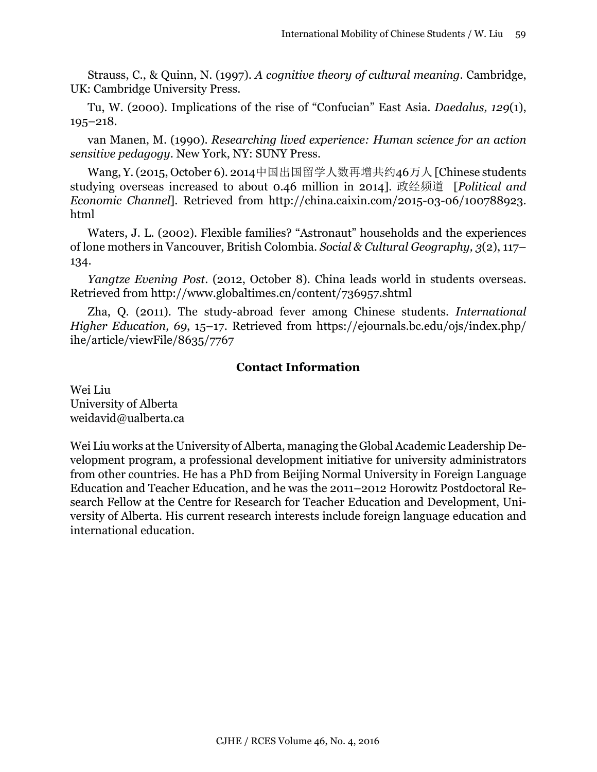Strauss, C., & Quinn, N. (1997). *A cognitive theory of cultural meaning*. Cambridge, UK: Cambridge University Press.

Tu, W. (2000). Implications of the rise of "Confucian" East Asia. *Daedalus, 129*(1), 195–218.

van Manen, M. (1990). *Researching lived experience: Human science for an action sensitive pedagogy*. New York, NY: SUNY Press.

Wang, Y. (2015, October 6). 2014中国出国留学人数再增共约46万人 [Chinese students studying overseas increased to about 0.46 million in 2014]. 政经频道 [*Political and Economic Channel*]. Retrieved from http://china.caixin.com/2015-03-06/100788923.html

Waters, J. L. (2002). Flexible families? "Astronaut" households and the experiences of lone mothers in Vancouver, British Colombia. *Social & Cultural Geography, 3*(2), 117–134.

*Yangtze Evening Post*. (2012, October 8). China leads world in students overseas. Retrieved from http://www.globaltimes.cn/content/736957.shtml

Zha, Q. (2011). The study-abroad fever among Chinese students. *International Higher Education, 69*, 15–17. Retrieved from https://ejournals.bc.edu/ojs/index.php/ihe/article/viewFile/8635/7767

## Contact Information

Wei Liu
University of Alberta
weidavid@ualberta.ca

Wei Liu works at the University of Alberta, managing the Global Academic Leadership Development program, a professional development initiative for university administrators from other countries. He has a PhD from Beijing Normal University in Foreign Language Education and Teacher Education, and he was the 2011–2012 Horowitz Postdoctoral Research Fellow at the Centre for Research for Teacher Education and Development, University of Alberta. His current research interests include foreign language education and international education.